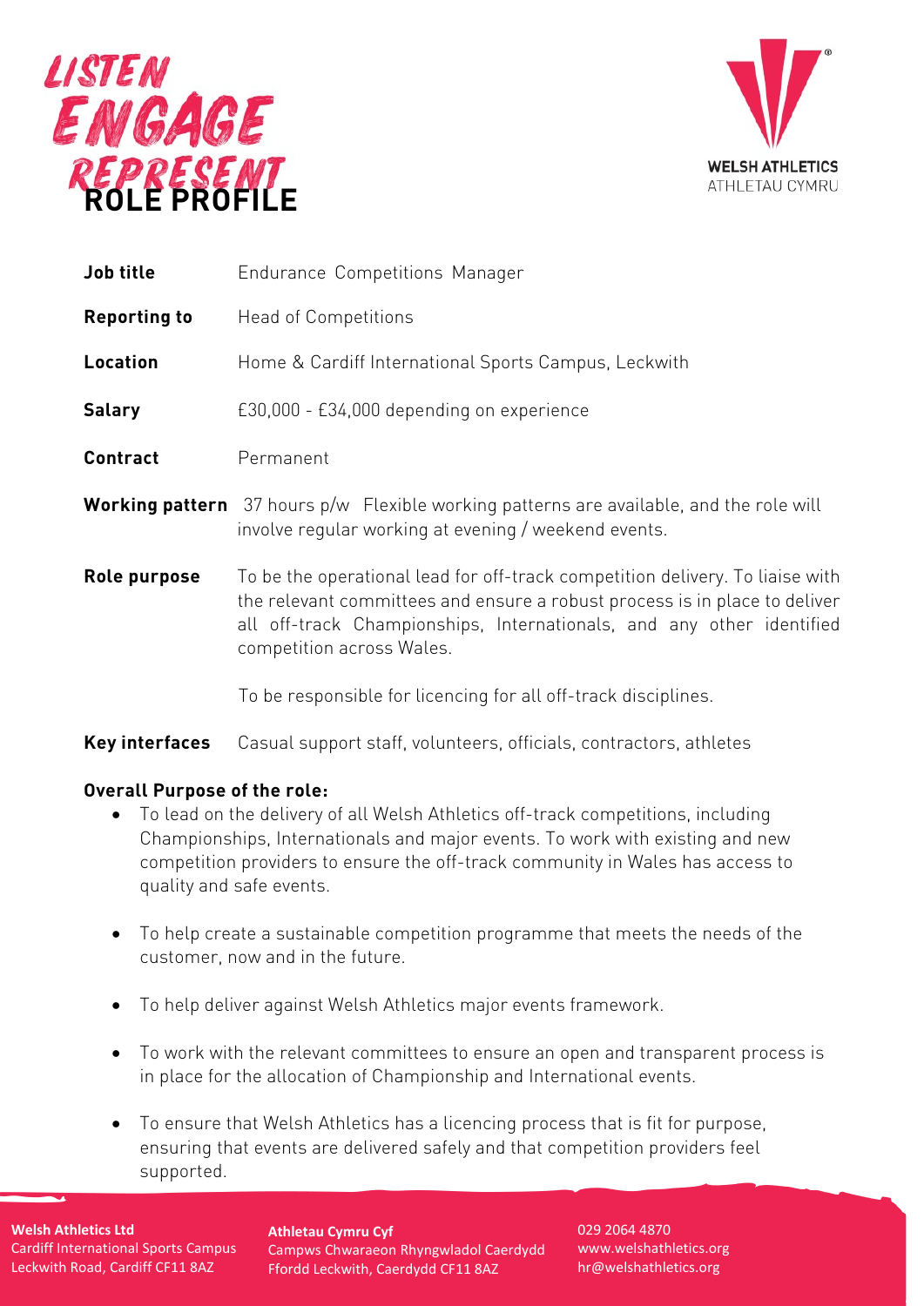LISTEN
ENGAGE
REPRESENT

# ROLE PROFILE

WELSH ATHLETICS
ATHLETAU CYMRU

| | |
|---|---|
| **Job title** | Endurance Competitions Manager |
| **Reporting to** | Head of Competitions |
| **Location** | Home & Cardiff International Sports Campus, Leckwith |
| **Salary** | £30,000 - £34,000 depending on experience |
| **Contract** | Permanent |
| **Working pattern** | 37 hours p/w Flexible working patterns are available, and the role will involve regular working at evening / weekend events. |
| **Role purpose** | To be the operational lead for off-track competition delivery. To liaise with the relevant committees and ensure a robust process is in place to deliver all off-track Championships, Internationals, and any other identified competition across Wales.<br><br>To be responsible for licencing for all off-track disciplines. |
| **Key interfaces** | Casual support staff, volunteers, officials, contractors, athletes |

**Overall Purpose of the role:**

- To lead on the delivery of all Welsh Athletics off-track competitions, including Championships, Internationals and major events. To work with existing and new competition providers to ensure the off-track community in Wales has access to quality and safe events.
- To help create a sustainable competition programme that meets the needs of the customer, now and in the future.
- To help deliver against Welsh Athletics major events framework.
- To work with the relevant committees to ensure an open and transparent process is in place for the allocation of Championship and International events.
- To ensure that Welsh Athletics has a licencing process that is fit for purpose, ensuring that events are delivered safely and that competition providers feel supported.

**Welsh Athletics Ltd**
Cardiff International Sports Campus
Leckwith Road, Cardiff CF11 8AZ

**Athletau Cymru Cyf**
Campws Chwaraeon Rhyngwladol Caerdydd
Ffordd Leckwith, Caerdydd CF11 8AZ

029 2064 4870
www.welshathletics.org
hr@welshathletics.org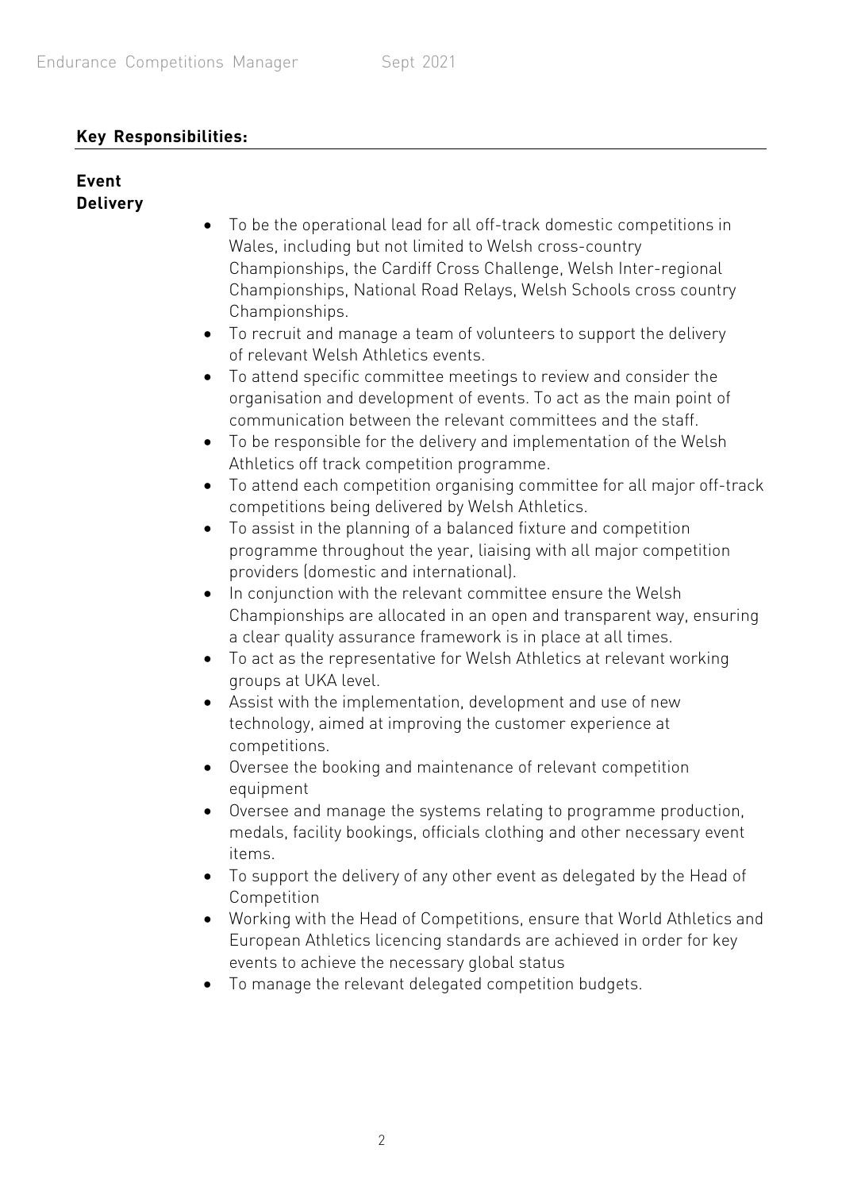## Key Responsibilities:

### Event Delivery

- To be the operational lead for all off-track domestic competitions in Wales, including but not limited to Welsh cross-country Championships, the Cardiff Cross Challenge, Welsh Inter-regional Championships, National Road Relays, Welsh Schools cross country Championships.
- To recruit and manage a team of volunteers to support the delivery of relevant Welsh Athletics events.
- To attend specific committee meetings to review and consider the organisation and development of events. To act as the main point of communication between the relevant committees and the staff.
- To be responsible for the delivery and implementation of the Welsh Athletics off track competition programme.
- To attend each competition organising committee for all major off-track competitions being delivered by Welsh Athletics.
- To assist in the planning of a balanced fixture and competition programme throughout the year, liaising with all major competition providers (domestic and international).
- In conjunction with the relevant committee ensure the Welsh Championships are allocated in an open and transparent way, ensuring a clear quality assurance framework is in place at all times.
- To act as the representative for Welsh Athletics at relevant working groups at UKA level.
- Assist with the implementation, development and use of new technology, aimed at improving the customer experience at competitions.
- Oversee the booking and maintenance of relevant competition equipment
- Oversee and manage the systems relating to programme production, medals, facility bookings, officials clothing and other necessary event items.
- To support the delivery of any other event as delegated by the Head of Competition
- Working with the Head of Competitions, ensure that World Athletics and European Athletics licencing standards are achieved in order for key events to achieve the necessary global status
- To manage the relevant delegated competition budgets.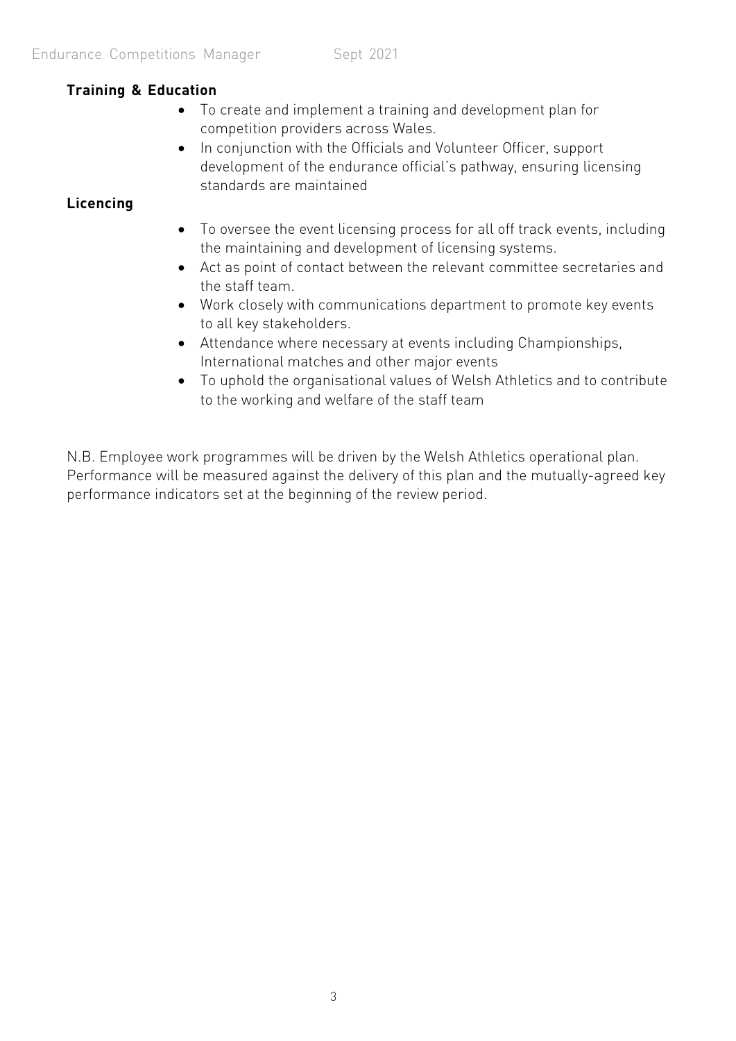**Training & Education**

- To create and implement a training and development plan for competition providers across Wales.
- In conjunction with the Officials and Volunteer Officer, support development of the endurance official's pathway, ensuring licensing standards are maintained

**Licencing**

- To oversee the event licensing process for all off track events, including the maintaining and development of licensing systems.
- Act as point of contact between the relevant committee secretaries and the staff team.
- Work closely with communications department to promote key events to all key stakeholders.
- Attendance where necessary at events including Championships, International matches and other major events
- To uphold the organisational values of Welsh Athletics and to contribute to the working and welfare of the staff team

N.B. Employee work programmes will be driven by the Welsh Athletics operational plan. Performance will be measured against the delivery of this plan and the mutually-agreed key performance indicators set at the beginning of the review period.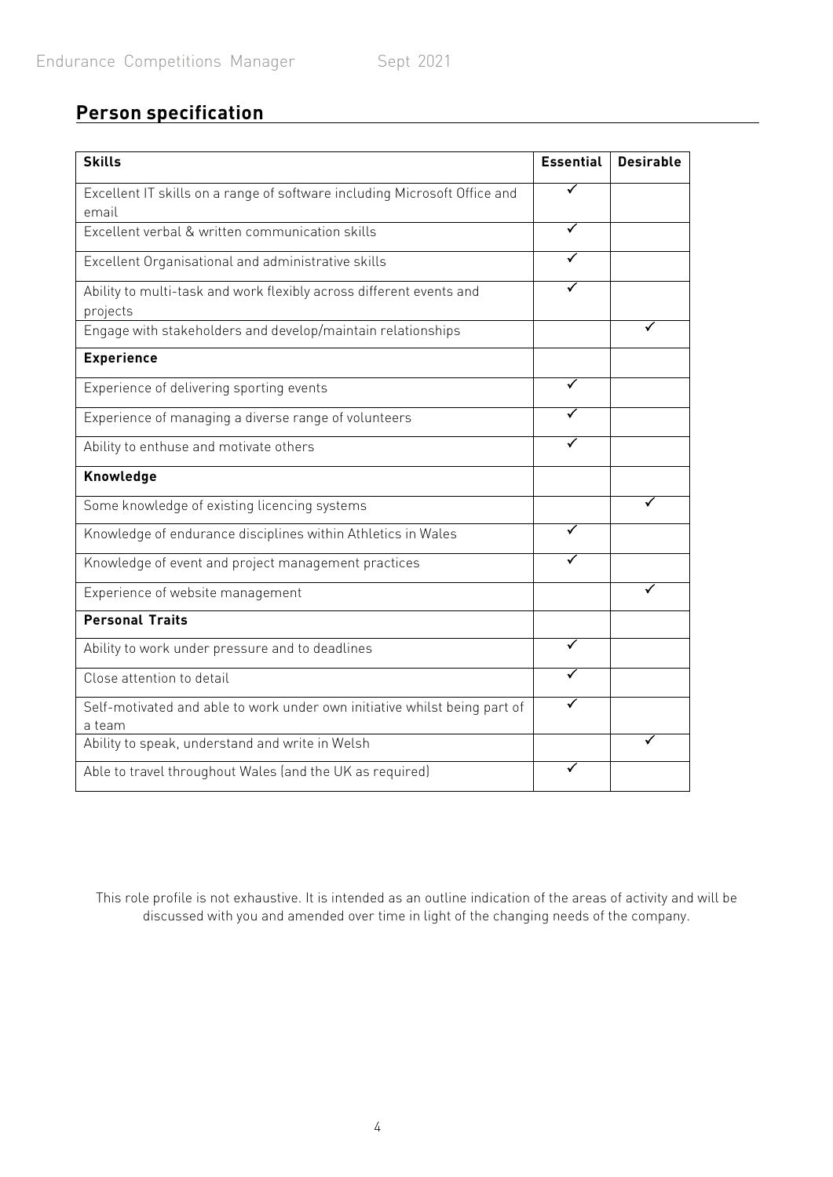## Person specification

| Skills | Essential | Desirable |
|---|---|---|
| Excellent IT skills on a range of software including Microsoft Office and email | ✓ | |
| Excellent verbal & written communication skills | ✓ | |
| Excellent Organisational and administrative skills | ✓ | |
| Ability to multi-task and work flexibly across different events and projects | ✓ | |
| Engage with stakeholders and develop/maintain relationships | | ✓ |
| **Experience** | | |
| Experience of delivering sporting events | ✓ | |
| Experience of managing a diverse range of volunteers | ✓ | |
| Ability to enthuse and motivate others | ✓ | |
| **Knowledge** | | |
| Some knowledge of existing licencing systems | | ✓ |
| Knowledge of endurance disciplines within Athletics in Wales | ✓ | |
| Knowledge of event and project management practices | ✓ | |
| Experience of website management | | ✓ |
| **Personal Traits** | | |
| Ability to work under pressure and to deadlines | ✓ | |
| Close attention to detail | ✓ | |
| Self-motivated and able to work under own initiative whilst being part of a team | ✓ | |
| Ability to speak, understand and write in Welsh | | ✓ |
| Able to travel throughout Wales (and the UK as required) | ✓ | |

This role profile is not exhaustive. It is intended as an outline indication of the areas of activity and will be discussed with you and amended over time in light of the changing needs of the company.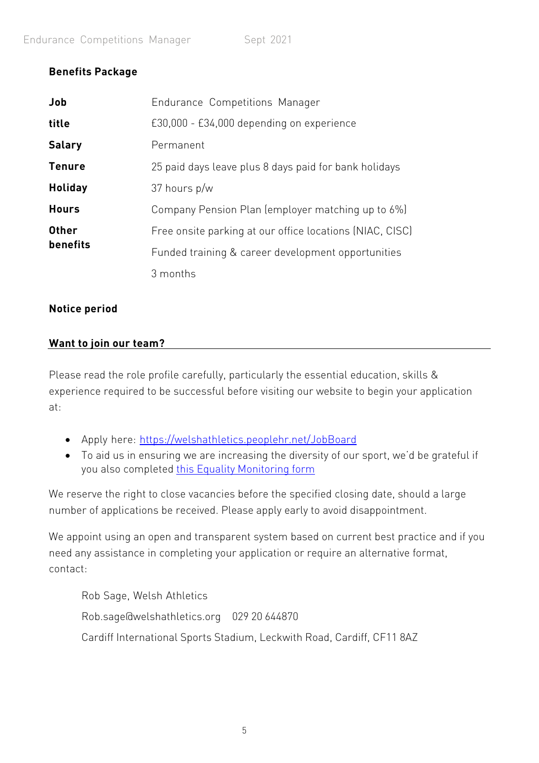**Benefits Package**

| | |
|---|---|
| **Job title** | Endurance Competitions Manager |
| **Salary** | £30,000 - £34,000 depending on experience |
| **Tenure** | Permanent |
| **Holiday** | 25 paid days leave plus 8 days paid for bank holidays |
| **Hours** | 37 hours p/w |
| **Other benefits** | Company Pension Plan (employer matching up to 6%)<br>Free onsite parking at our office locations (NIAC, CISC)<br>Funded training & career development opportunities |
| **Notice period** | 3 months |

## Want to join our team?

Please read the role profile carefully, particularly the essential education, skills & experience required to be successful before visiting our website to begin your application at:

- Apply here: [https://welshathletics.peoplehr.net/JobBoard](https://welshathletics.peoplehr.net/JobBoard)
- To aid us in ensuring we are increasing the diversity of our sport, we'd be grateful if you also completed this Equality Monitoring form

We reserve the right to close vacancies before the specified closing date, should a large number of applications be received. Please apply early to avoid disappointment.

We appoint using an open and transparent system based on current best practice and if you need any assistance in completing your application or require an alternative format, contact:

Rob Sage, Welsh Athletics

Rob.sage@welshathletics.org 029 20 644870

Cardiff International Sports Stadium, Leckwith Road, Cardiff, CF11 8AZ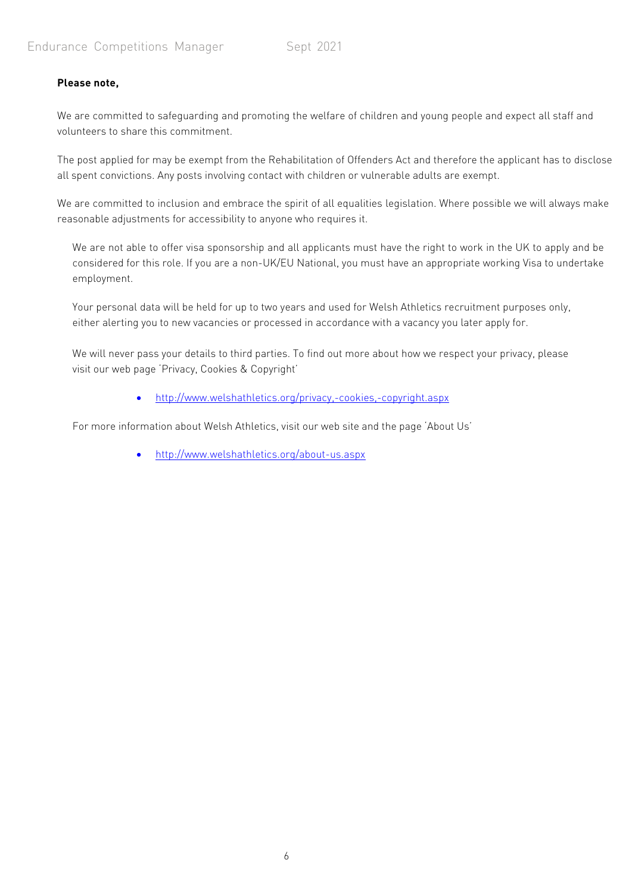**Please note,**

We are committed to safeguarding and promoting the welfare of children and young people and expect all staff and volunteers to share this commitment.

The post applied for may be exempt from the Rehabilitation of Offenders Act and therefore the applicant has to disclose all spent convictions. Any posts involving contact with children or vulnerable adults are exempt.

We are committed to inclusion and embrace the spirit of all equalities legislation. Where possible we will always make reasonable adjustments for accessibility to anyone who requires it.

We are not able to offer visa sponsorship and all applicants must have the right to work in the UK to apply and be considered for this role. If you are a non-UK/EU National, you must have an appropriate working Visa to undertake employment.

Your personal data will be held for up to two years and used for Welsh Athletics recruitment purposes only, either alerting you to new vacancies or processed in accordance with a vacancy you later apply for.

We will never pass your details to third parties. To find out more about how we respect your privacy, please visit our web page 'Privacy, Cookies & Copyright'

- http://www.welshathletics.org/privacy,-cookies,-copyright.aspx

For more information about Welsh Athletics, visit our web site and the page 'About Us'

- http://www.welshathletics.org/about-us.aspx